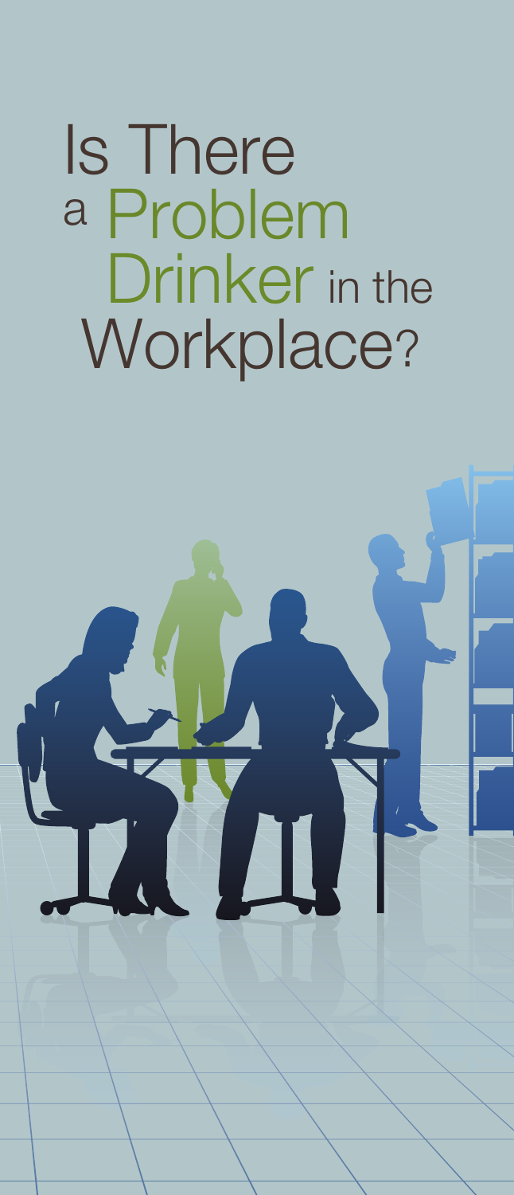# Is There a Problem Drinker in the Workplace?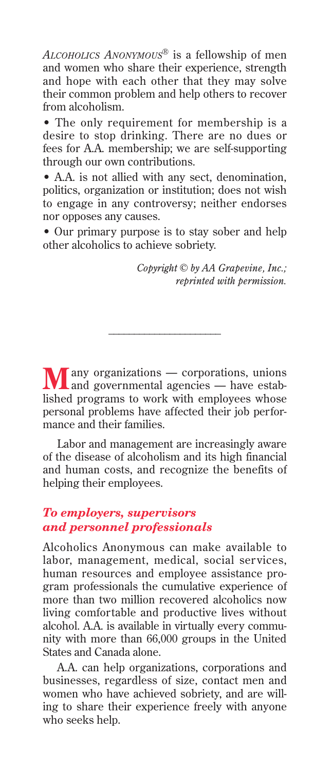*Alcoholics Anonymous*® is a fellowship of men and women who share their experience, strength and hope with each other that they may solve their common problem and help others to recover from alcoholism.

- The only requirement for membership is a desire to stop drinking. There are no dues or fees for A.A. membership; we are self-supporting through our own contributions.
- A.A. is not allied with any sect, denomination, politics, organization or institution; does not wish to engage in any controversy; neither endorses nor opposes any causes.
- Our primary purpose is to stay sober and help other alcoholics to achieve sobriety.

*Copyright © by AA Grapevine, Inc.; reprinted with permission.*

---

Many organizations — corporations, unions and governmental agencies — have established programs to work with employees whose personal problems have affected their job performance and their families.

Labor and management are increasingly aware of the disease of alcoholism and its high financial and human costs, and recognize the benefits of helping their employees.

### *To employers, supervisors and personnel professionals*

Alcoholics Anonymous can make available to labor, management, medical, social services, human resources and employee assistance program professionals the cumulative experience of more than two million recovered alcoholics now living comfortable and productive lives without alcohol. A.A. is available in virtually every community with more than 66,000 groups in the United States and Canada alone.

A.A. can help organizations, corporations and businesses, regardless of size, contact men and women who have achieved sobriety, and are willing to share their experience freely with anyone who seeks help.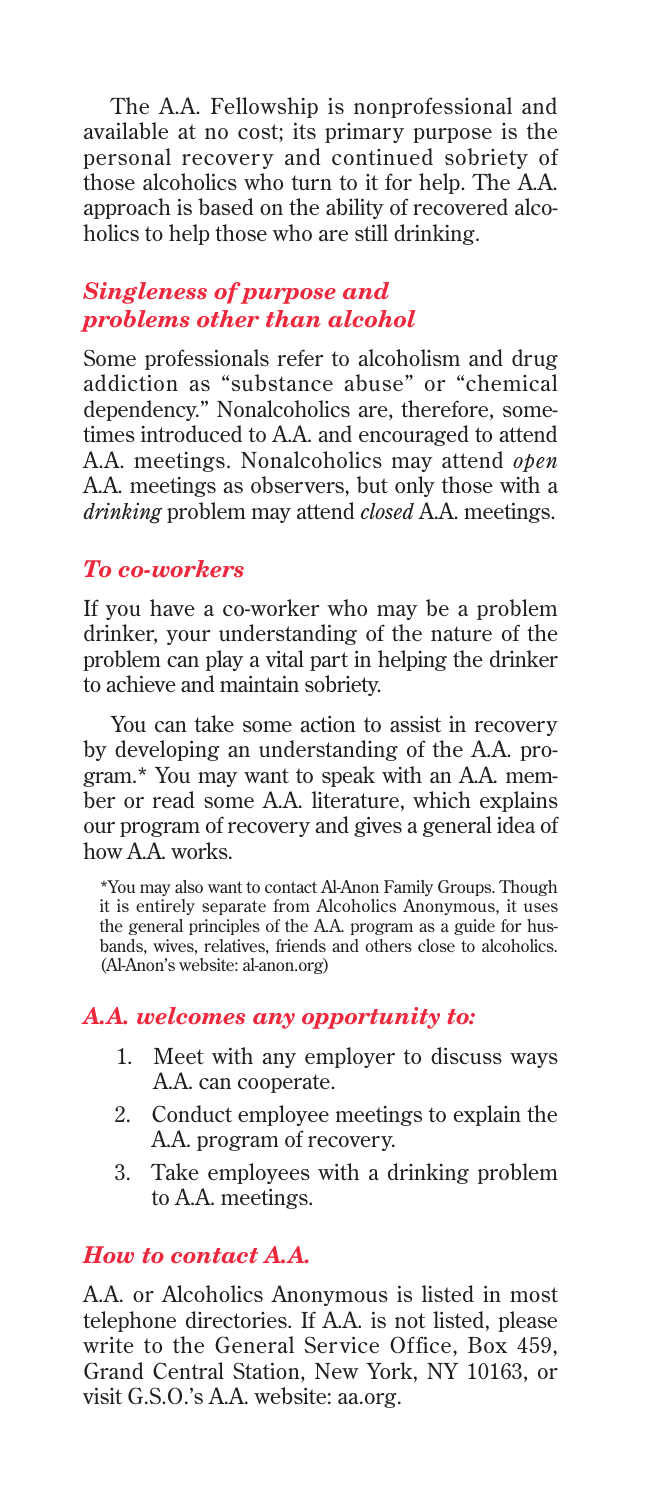The A.A. Fellowship is nonprofessional and available at no cost; its primary purpose is the personal recovery and continued sobriety of those alcoholics who turn to it for help. The A.A. approach is based on the ability of recovered alcoholics to help those who are still drinking.

## *Singleness of purpose and problems other than alcohol*

Some professionals refer to alcoholism and drug addiction as "substance abuse" or "chemical dependency." Nonalcoholics are, therefore, sometimes introduced to A.A. and encouraged to attend A.A. meetings. Nonalcoholics may attend *open* A.A. meetings as observers, but only those with a *drinking* problem may attend *closed* A.A. meetings.

## *To co-workers*

If you have a co-worker who may be a problem drinker, your understanding of the nature of the problem can play a vital part in helping the drinker to achieve and maintain sobriety.

You can take some action to assist in recovery by developing an understanding of the A.A. program.* You may want to speak with an A.A. member or read some A.A. literature, which explains our program of recovery and gives a general idea of how A.A. works.

*You may also want to contact Al-Anon Family Groups. Though it is entirely separate from Alcoholics Anonymous, it uses the general principles of the A.A. program as a guide for husbands, wives, relatives, friends and others close to alcoholics. (Al-Anon's website: al-anon.org)

## *A.A. welcomes any opportunity to:*

1. Meet with any employer to discuss ways A.A. can cooperate.
2. Conduct employee meetings to explain the A.A. program of recovery.
3. Take employees with a drinking problem to A.A. meetings.

## *How to contact A.A.*

A.A. or Alcoholics Anonymous is listed in most telephone directories. If A.A. is not listed, please write to the General Service Office, Box 459, Grand Central Station, New York, NY 10163, or visit G.S.O.'s A.A. website: aa.org.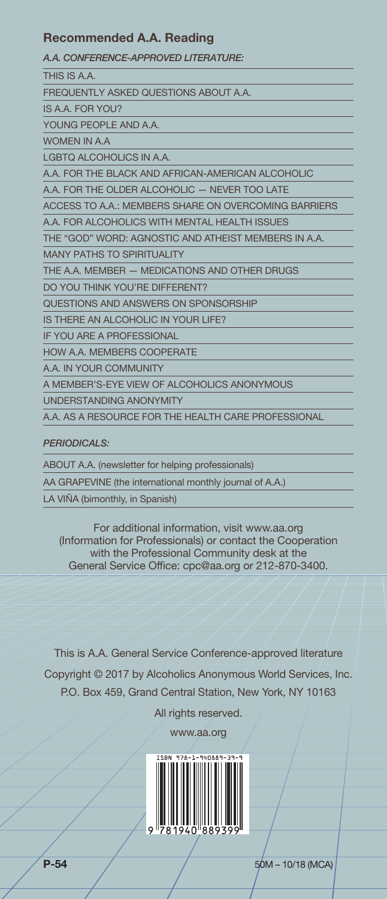## Recommended A.A. Reading

***A.A. CONFERENCE-APPROVED LITERATURE:***

THIS IS A.A.

FREQUENTLY ASKED QUESTIONS ABOUT A.A.

IS A.A. FOR YOU?

YOUNG PEOPLE AND A.A.

WOMEN IN A.A

LGBTQ ALCOHOLICS IN A.A.

A.A. FOR THE BLACK AND AFRICAN-AMERICAN ALCOHOLIC

A.A. FOR THE OLDER ALCOHOLIC — NEVER TOO LATE

ACCESS TO A.A.: MEMBERS SHARE ON OVERCOMING BARRIERS

A.A. FOR ALCOHOLICS WITH MENTAL HEALTH ISSUES

THE "GOD" WORD: AGNOSTIC AND ATHEIST MEMBERS IN A.A.

MANY PATHS TO SPIRITUALITY

THE A.A. MEMBER — MEDICATIONS AND OTHER DRUGS

DO YOU THINK YOU'RE DIFFERENT?

QUESTIONS AND ANSWERS ON SPONSORSHIP

IS THERE AN ALCOHOLIC IN YOUR LIFE?

IF YOU ARE A PROFESSIONAL

HOW A.A. MEMBERS COOPERATE

A.A. IN YOUR COMMUNITY

A MEMBER'S-EYE VIEW OF ALCOHOLICS ANONYMOUS

UNDERSTANDING ANONYMITY

A.A. AS A RESOURCE FOR THE HEALTH CARE PROFESSIONAL

***PERIODICALS:***

ABOUT A.A. (newsletter for helping professionals)

AA GRAPEVINE (the international monthly journal of A.A.)

LA VIÑA (bimonthly, in Spanish)

For additional information, visit www.aa.org (Information for Professionals) or contact the Cooperation with the Professional Community desk at the General Service Office: cpc@aa.org or 212-870-3400.

This is A.A. General Service Conference-approved literature

Copyright © 2017 by Alcoholics Anonymous World Services, Inc.
P.O. Box 459, Grand Central Station, New York, NY 10163

All rights reserved.

www.aa.org

ISBN 978-1-940889-39-9

9 781940 889399

**P-54** 50M – 10/18 (MCA)